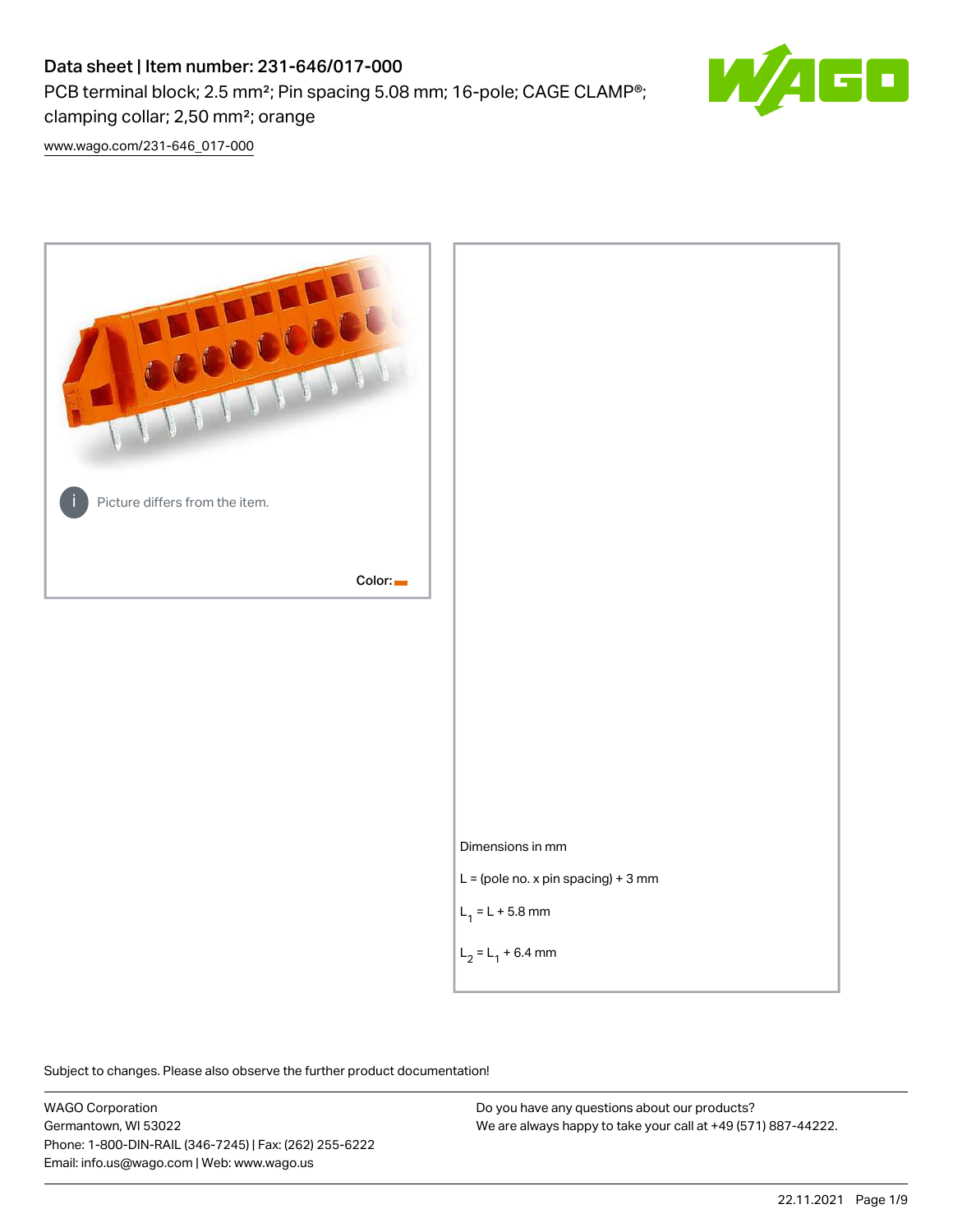# Data sheet | Item number: 231-646/017-000

PCB terminal block; 2.5 mm²; Pin spacing 5.08 mm; 16-pole; CAGE CLAMP®; clamping collar; 2,50 mm²; orange

www.wago.com/231-646_017-000

Picture differs from the item.

Color:

Dimensions in mm

L = (pole no. x pin spacing) + 3 mm

$L_1$ = L + 5.8 mm

$L_2$ = $L_1$ + 6.4 mm

Subject to changes. Please also observe the further product documentation!

WAGO Corporation
Germantown, WI 53022
Phone: 1-800-DIN-RAIL (346-7245) | Fax: (262) 255-6222
Email: info.us@wago.com | Web: www.wago.us

Do you have any questions about our products?
We are always happy to take your call at +49 (571) 887-44222.

22.11.2021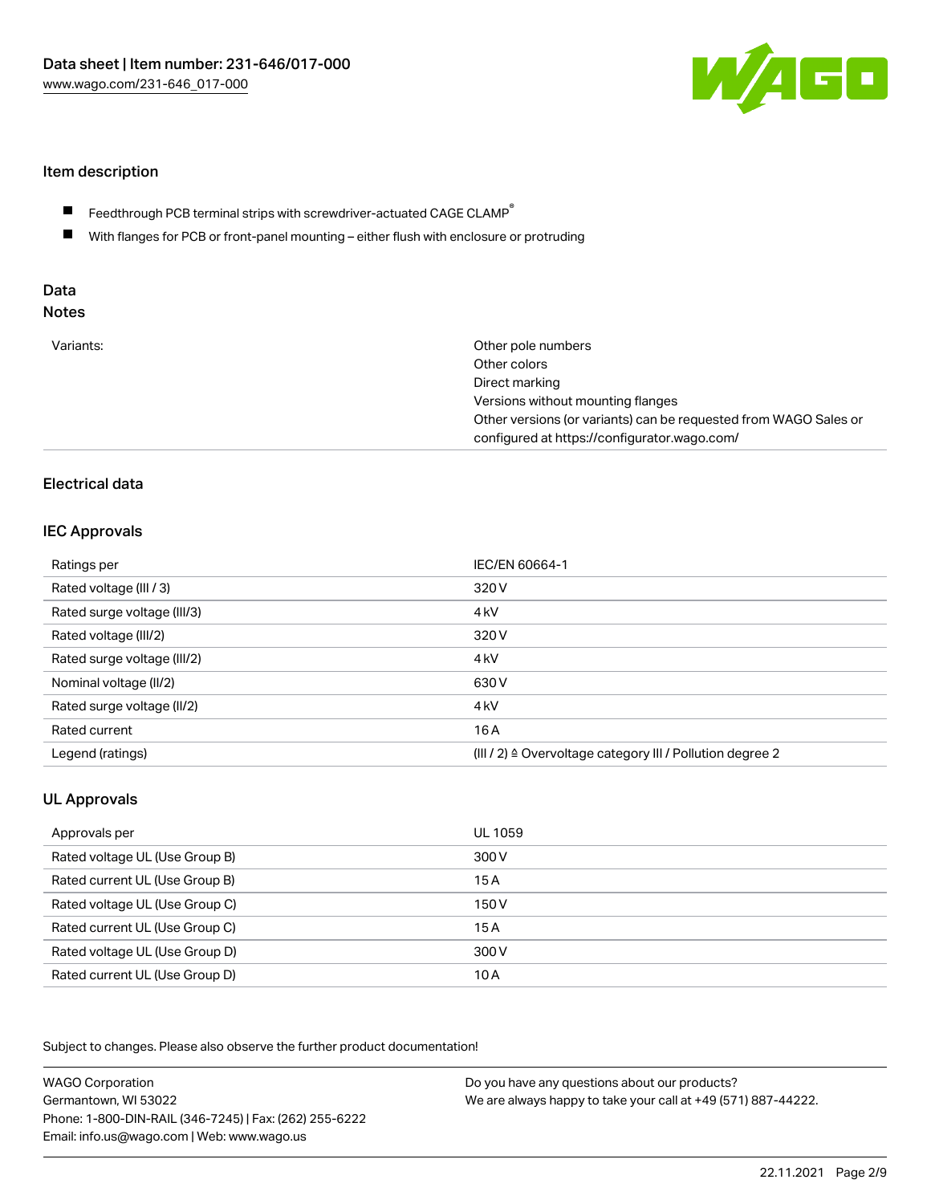Data sheet | Item number: 231-646/017-000
www.wago.com/231-646_017-000

## Item description

- Feedthrough PCB terminal strips with screwdriver-actuated CAGE CLAMP®
- With flanges for PCB or front-panel mounting – either flush with enclosure or protruding

## Data
### Notes

| | |
|---|---|
| Variants: | Other pole numbers<br>Other colors<br>Direct marking<br>Versions without mounting flanges<br>Other versions (or variants) can be requested from WAGO Sales or configured at https://configurator.wago.com/ |

## Electrical data

### IEC Approvals

| | |
|---|---|
| Ratings per | IEC/EN 60664-1 |
| Rated voltage (III / 3) | 320 V |
| Rated surge voltage (III/3) | 4 kV |
| Rated voltage (III/2) | 320 V |
| Rated surge voltage (III/2) | 4 kV |
| Nominal voltage (II/2) | 630 V |
| Rated surge voltage (II/2) | 4 kV |
| Rated current | 16 A |
| Legend (ratings) | (III / 2) ≙ Overvoltage category III / Pollution degree 2 |

### UL Approvals

| | |
|---|---|
| Approvals per | UL 1059 |
| Rated voltage UL (Use Group B) | 300 V |
| Rated current UL (Use Group B) | 15 A |
| Rated voltage UL (Use Group C) | 150 V |
| Rated current UL (Use Group C) | 15 A |
| Rated voltage UL (Use Group D) | 300 V |
| Rated current UL (Use Group D) | 10 A |

Subject to changes. Please also observe the further product documentation!

WAGO Corporation
Germantown, WI 53022
Phone: 1-800-DIN-RAIL (346-7245) | Fax: (262) 255-6222
Email: info.us@wago.com | Web: www.wago.us

Do you have any questions about our products?
We are always happy to take your call at +49 (571) 887-44222.

22.11.2021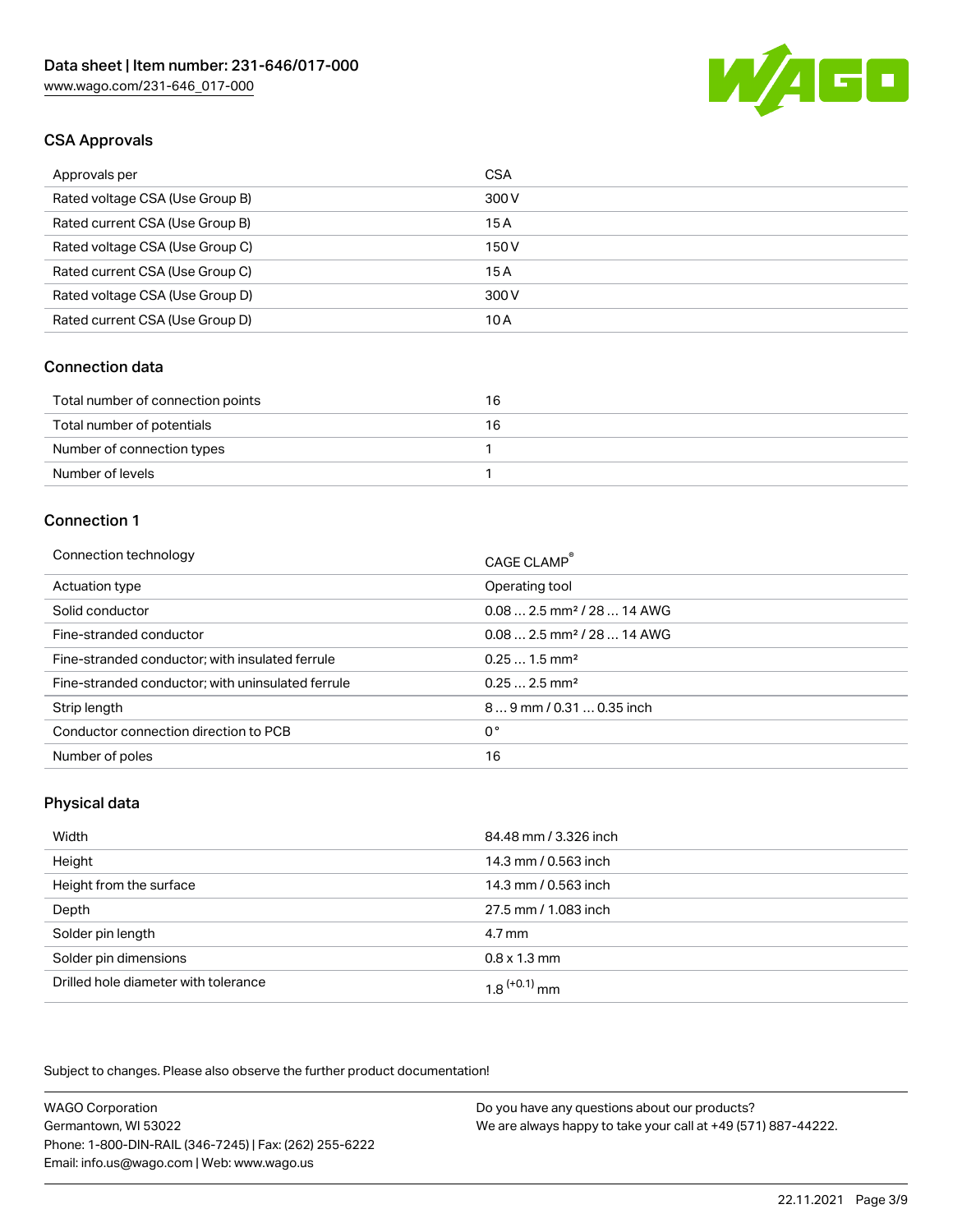## CSA Approvals

| | |
|---|---|
| Approvals per | CSA |
| Rated voltage CSA (Use Group B) | 300 V |
| Rated current CSA (Use Group B) | 15 A |
| Rated voltage CSA (Use Group C) | 150 V |
| Rated current CSA (Use Group C) | 15 A |
| Rated voltage CSA (Use Group D) | 300 V |
| Rated current CSA (Use Group D) | 10 A |

## Connection data

| | |
|---|---|
| Total number of connection points | 16 |
| Total number of potentials | 16 |
| Number of connection types | 1 |
| Number of levels | 1 |

## Connection 1

| | |
|---|---|
| Connection technology | CAGE CLAMP® |
| Actuation type | Operating tool |
| Solid conductor | 0.08 … 2.5 mm² / 28 … 14 AWG |
| Fine-stranded conductor | 0.08 … 2.5 mm² / 28 … 14 AWG |
| Fine-stranded conductor; with insulated ferrule | 0.25 … 1.5 mm² |
| Fine-stranded conductor; with uninsulated ferrule | 0.25 … 2.5 mm² |
| Strip length | 8 … 9 mm / 0.31 … 0.35 inch |
| Conductor connection direction to PCB | 0 ° |
| Number of poles | 16 |

## Physical data

| | |
|---|---|
| Width | 84.48 mm / 3.326 inch |
| Height | 14.3 mm / 0.563 inch |
| Height from the surface | 14.3 mm / 0.563 inch |
| Depth | 27.5 mm / 1.083 inch |
| Solder pin length | 4.7 mm |
| Solder pin dimensions | 0.8 x 1.3 mm |
| Drilled hole diameter with tolerance | $1.8^{(+0.1)}$ mm |

Subject to changes. Please also observe the further product documentation!

WAGO Corporation
Germantown, WI 53022
Phone: 1-800-DIN-RAIL (346-7245) | Fax: (262) 255-6222
Email: info.us@wago.com | Web: www.wago.us

Do you have any questions about our products?
We are always happy to take your call at +49 (571) 887-44222.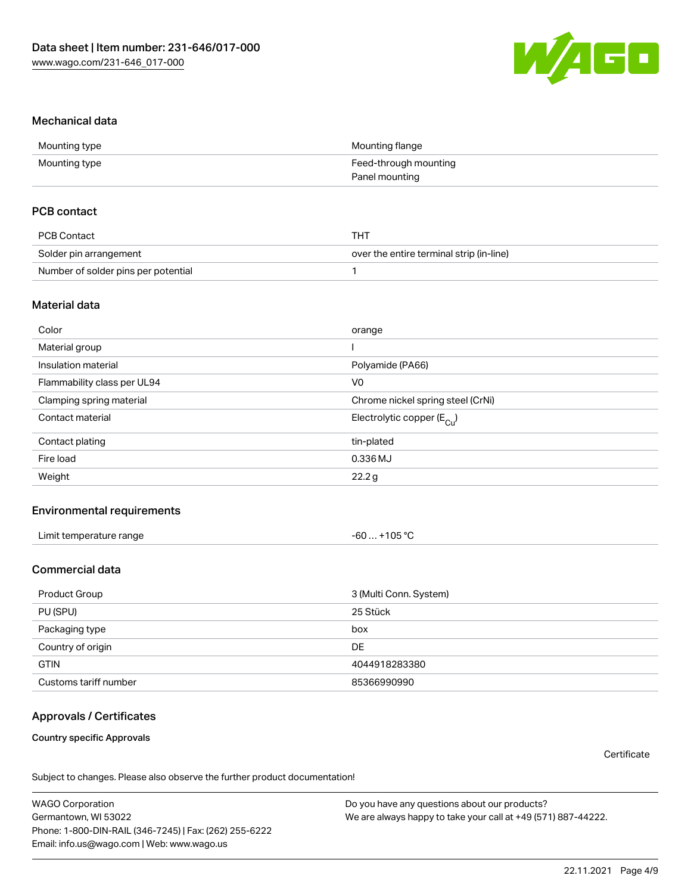## Mechanical data

| | |
|---|---|
| Mounting type | Mounting flange |
| Mounting type | Feed-through mounting<br>Panel mounting |

## PCB contact

| | |
|---|---|
| PCB Contact | THT |
| Solder pin arrangement | over the entire terminal strip (in-line) |
| Number of solder pins per potential | 1 |

## Material data

| | |
|---|---|
| Color | orange |
| Material group | I |
| Insulation material | Polyamide (PA66) |
| Flammability class per UL94 | V0 |
| Clamping spring material | Chrome nickel spring steel (CrNi) |
| Contact material | Electrolytic copper ($E_{Cu}$) |
| Contact plating | tin-plated |
| Fire load | 0.336 MJ |
| Weight | 22.2 g |

## Environmental requirements

| | |
|---|---|
| Limit temperature range | -60 … +105 °C |

## Commercial data

| | |
|---|---|
| Product Group | 3 (Multi Conn. System) |
| PU (SPU) | 25 Stück |
| Packaging type | box |
| Country of origin | DE |
| GTIN | 4044918283380 |
| Customs tariff number | 85366990990 |

## Approvals / Certificates

**Country specific Approvals**

Certificate

Subject to changes. Please also observe the further product documentation!

WAGO Corporation
Germantown, WI 53022
Phone: 1-800-DIN-RAIL (346-7245) | Fax: (262) 255-6222
Email: info.us@wago.com | Web: www.wago.us

Do you have any questions about our products?
We are always happy to take your call at +49 (571) 887-44222.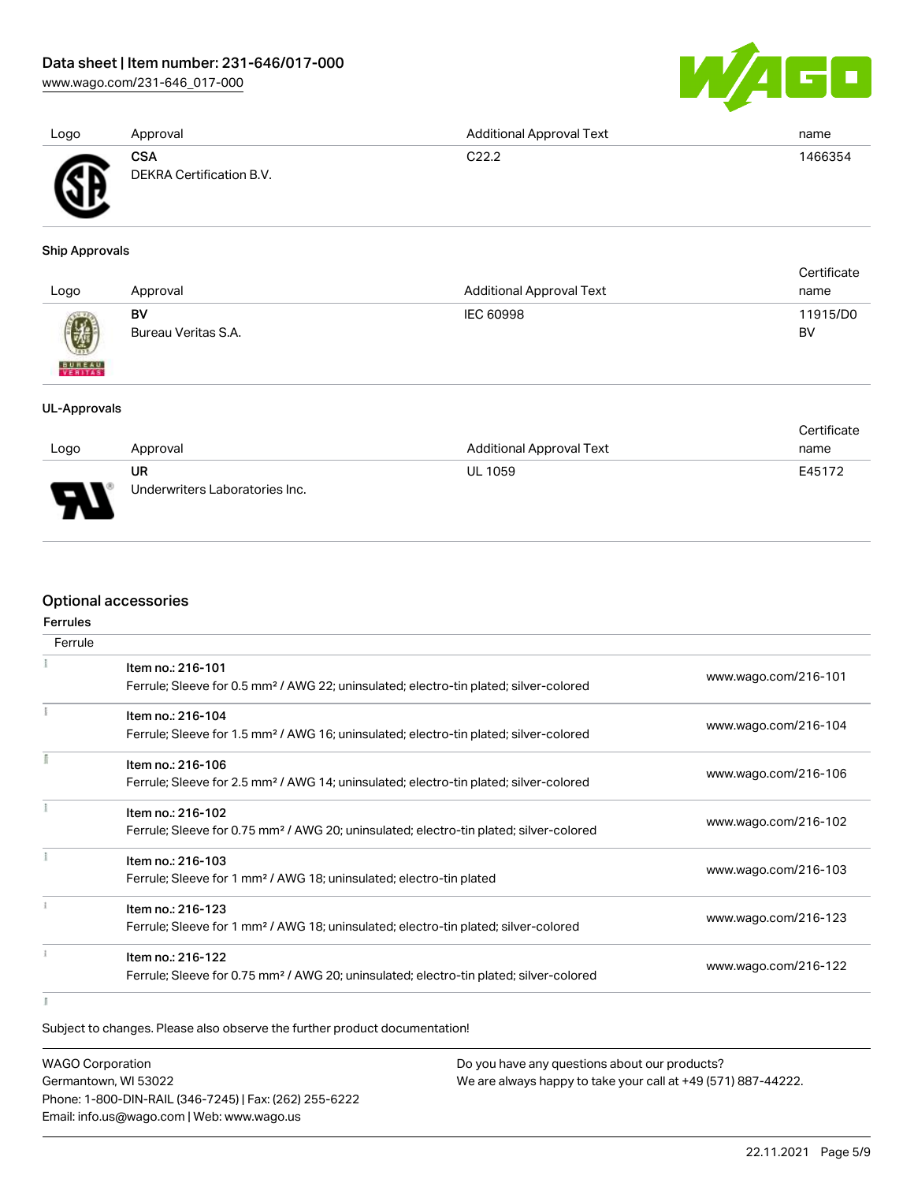| Logo | Approval | Additional Approval Text | name |
| --- | --- | --- | --- |
| | **CSA** DEKRA Certification B.V. | C22.2 | 1466354 |

**Ship Approvals**

| Logo | Approval | Additional Approval Text | Certificate name |
| --- | --- | --- | --- |
| | **BV** Bureau Veritas S.A. | IEC 60998 | 11915/D0 BV |

**UL-Approvals**

| Logo | Approval | Additional Approval Text | Certificate name |
| --- | --- | --- | --- |
| | **UR** Underwriters Laboratories Inc. | UL 1059 | E45172 |

## Optional accessories

**Ferrules**

| Ferrule | | |
| --- | --- | --- |
| | **Item no.: 216-101** Ferrule; Sleeve for 0.5 mm² / AWG 22; uninsulated; electro-tin plated; silver-colored | www.wago.com/216-101 |
| | **Item no.: 216-104** Ferrule; Sleeve for 1.5 mm² / AWG 16; uninsulated; electro-tin plated; silver-colored | www.wago.com/216-104 |
| | **Item no.: 216-106** Ferrule; Sleeve for 2.5 mm² / AWG 14; uninsulated; electro-tin plated; silver-colored | www.wago.com/216-106 |
| | **Item no.: 216-102** Ferrule; Sleeve for 0.75 mm² / AWG 20; uninsulated; electro-tin plated; silver-colored | www.wago.com/216-102 |
| | **Item no.: 216-103** Ferrule; Sleeve for 1 mm² / AWG 18; uninsulated; electro-tin plated | www.wago.com/216-103 |
| | **Item no.: 216-123** Ferrule; Sleeve for 1 mm² / AWG 18; uninsulated; electro-tin plated; silver-colored | www.wago.com/216-123 |
| | **Item no.: 216-122** Ferrule; Sleeve for 0.75 mm² / AWG 20; uninsulated; electro-tin plated; silver-colored | www.wago.com/216-122 |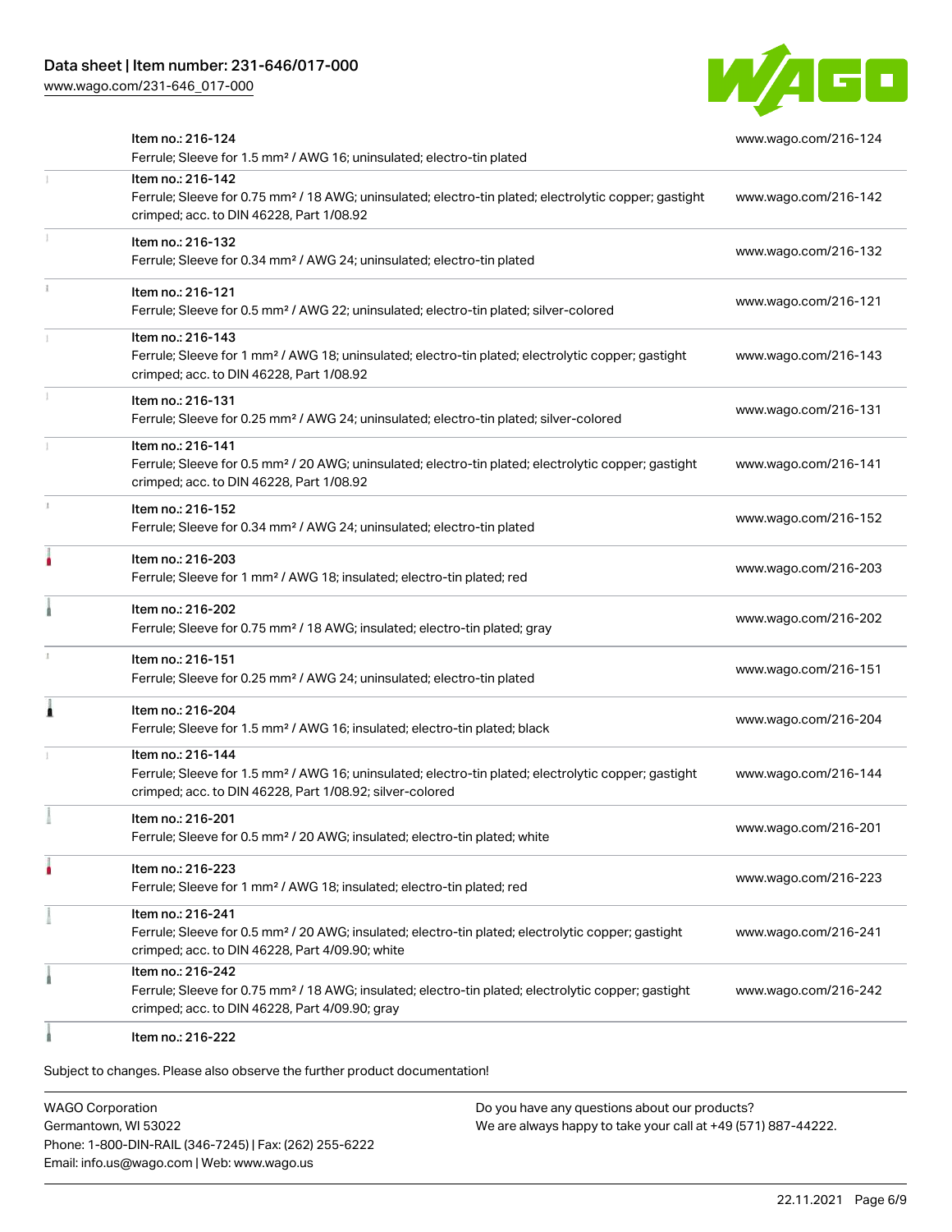| Item | Link |
| --- | --- |
| Item no.: 216-124<br>Ferrule; Sleeve for 1.5 mm² / AWG 16; uninsulated; electro-tin plated | www.wago.com/216-124 |
| Item no.: 216-142<br>Ferrule; Sleeve for 0.75 mm² / 18 AWG; uninsulated; electro-tin plated; electrolytic copper; gastight crimped; acc. to DIN 46228, Part 1/08.92 | www.wago.com/216-142 |
| Item no.: 216-132<br>Ferrule; Sleeve for 0.34 mm² / AWG 24; uninsulated; electro-tin plated | www.wago.com/216-132 |
| Item no.: 216-121<br>Ferrule; Sleeve for 0.5 mm² / AWG 22; uninsulated; electro-tin plated; silver-colored | www.wago.com/216-121 |
| Item no.: 216-143<br>Ferrule; Sleeve for 1 mm² / AWG 18; uninsulated; electro-tin plated; electrolytic copper; gastight crimped; acc. to DIN 46228, Part 1/08.92 | www.wago.com/216-143 |
| Item no.: 216-131<br>Ferrule; Sleeve for 0.25 mm² / AWG 24; uninsulated; electro-tin plated; silver-colored | www.wago.com/216-131 |
| Item no.: 216-141<br>Ferrule; Sleeve for 0.5 mm² / 20 AWG; uninsulated; electro-tin plated; electrolytic copper; gastight crimped; acc. to DIN 46228, Part 1/08.92 | www.wago.com/216-141 |
| Item no.: 216-152<br>Ferrule; Sleeve for 0.34 mm² / AWG 24; uninsulated; electro-tin plated | www.wago.com/216-152 |
| Item no.: 216-203<br>Ferrule; Sleeve for 1 mm² / AWG 18; insulated; electro-tin plated; red | www.wago.com/216-203 |
| Item no.: 216-202<br>Ferrule; Sleeve for 0.75 mm² / 18 AWG; insulated; electro-tin plated; gray | www.wago.com/216-202 |
| Item no.: 216-151<br>Ferrule; Sleeve for 0.25 mm² / AWG 24; uninsulated; electro-tin plated | www.wago.com/216-151 |
| Item no.: 216-204<br>Ferrule; Sleeve for 1.5 mm² / AWG 16; insulated; electro-tin plated; black | www.wago.com/216-204 |
| Item no.: 216-144<br>Ferrule; Sleeve for 1.5 mm² / AWG 16; uninsulated; electro-tin plated; electrolytic copper; gastight crimped; acc. to DIN 46228, Part 1/08.92; silver-colored | www.wago.com/216-144 |
| Item no.: 216-201<br>Ferrule; Sleeve for 0.5 mm² / 20 AWG; insulated; electro-tin plated; white | www.wago.com/216-201 |
| Item no.: 216-223<br>Ferrule; Sleeve for 1 mm² / AWG 18; insulated; electro-tin plated; red | www.wago.com/216-223 |
| Item no.: 216-241<br>Ferrule; Sleeve for 0.5 mm² / 20 AWG; insulated; electro-tin plated; electrolytic copper; gastight crimped; acc. to DIN 46228, Part 4/09.90; white | www.wago.com/216-241 |
| Item no.: 216-242<br>Ferrule; Sleeve for 0.75 mm² / 18 AWG; insulated; electro-tin plated; electrolytic copper; gastight crimped; acc. to DIN 46228, Part 4/09.90; gray | www.wago.com/216-242 |
| Item no.: 216-222 | |

Subject to changes. Please also observe the further product documentation!

WAGO Corporation
Germantown, WI 53022
Phone: 1-800-DIN-RAIL (346-7245) | Fax: (262) 255-6222
Email: info.us@wago.com | Web: www.wago.us

Do you have any questions about our products?
We are always happy to take your call at +49 (571) 887-44222.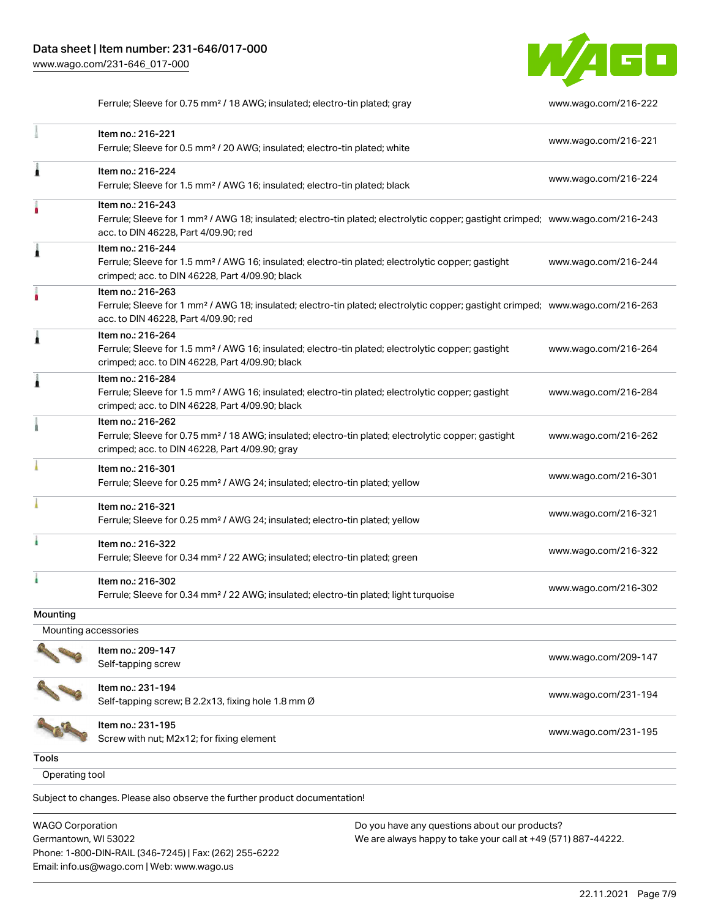| Description | Link |
| --- | --- |
| Ferrule; Sleeve for 0.75 mm² / 18 AWG; insulated; electro-tin plated; gray | www.wago.com/216-222 |
| Item no.: 216-221<br>Ferrule; Sleeve for 0.5 mm² / 20 AWG; insulated; electro-tin plated; white | www.wago.com/216-221 |
| Item no.: 216-224<br>Ferrule; Sleeve for 1.5 mm² / AWG 16; insulated; electro-tin plated; black | www.wago.com/216-224 |
| Item no.: 216-243<br>Ferrule; Sleeve for 1 mm² / AWG 18; insulated; electro-tin plated; electrolytic copper; gastight crimped; acc. to DIN 46228, Part 4/09.90; red | www.wago.com/216-243 |
| Item no.: 216-244<br>Ferrule; Sleeve for 1.5 mm² / AWG 16; insulated; electro-tin plated; electrolytic copper; gastight crimped; acc. to DIN 46228, Part 4/09.90; black | www.wago.com/216-244 |
| Item no.: 216-263<br>Ferrule; Sleeve for 1 mm² / AWG 18; insulated; electro-tin plated; electrolytic copper; gastight crimped; acc. to DIN 46228, Part 4/09.90; red | www.wago.com/216-263 |
| Item no.: 216-264<br>Ferrule; Sleeve for 1.5 mm² / AWG 16; insulated; electro-tin plated; electrolytic copper; gastight crimped; acc. to DIN 46228, Part 4/09.90; black | www.wago.com/216-264 |
| Item no.: 216-284<br>Ferrule; Sleeve for 1.5 mm² / AWG 16; insulated; electro-tin plated; electrolytic copper; gastight crimped; acc. to DIN 46228, Part 4/09.90; black | www.wago.com/216-284 |
| Item no.: 216-262<br>Ferrule; Sleeve for 0.75 mm² / 18 AWG; insulated; electro-tin plated; electrolytic copper; gastight crimped; acc. to DIN 46228, Part 4/09.90; gray | www.wago.com/216-262 |
| Item no.: 216-301<br>Ferrule; Sleeve for 0.25 mm² / AWG 24; insulated; electro-tin plated; yellow | www.wago.com/216-301 |
| Item no.: 216-321<br>Ferrule; Sleeve for 0.25 mm² / AWG 24; insulated; electro-tin plated; yellow | www.wago.com/216-321 |
| Item no.: 216-322<br>Ferrule; Sleeve for 0.34 mm² / 22 AWG; insulated; electro-tin plated; green | www.wago.com/216-322 |
| Item no.: 216-302<br>Ferrule; Sleeve for 0.34 mm² / 22 AWG; insulated; electro-tin plated; light turquoise | www.wago.com/216-302 |

## Mounting

### Mounting accessories

| Description | Link |
| --- | --- |
| Item no.: 209-147<br>Self-tapping screw | www.wago.com/209-147 |
| Item no.: 231-194<br>Self-tapping screw; B 2.2x13, fixing hole 1.8 mm Ø | www.wago.com/231-194 |
| Item no.: 231-195<br>Screw with nut; M2x12; for fixing element | www.wago.com/231-195 |

## Tools

### Operating tool

Subject to changes. Please also observe the further product documentation!

WAGO Corporation
Germantown, WI 53022
Phone: 1-800-DIN-RAIL (346-7245) | Fax: (262) 255-6222
Email: info.us@wago.com | Web: www.wago.us

Do you have any questions about our products?
We are always happy to take your call at +49 (571) 887-44222.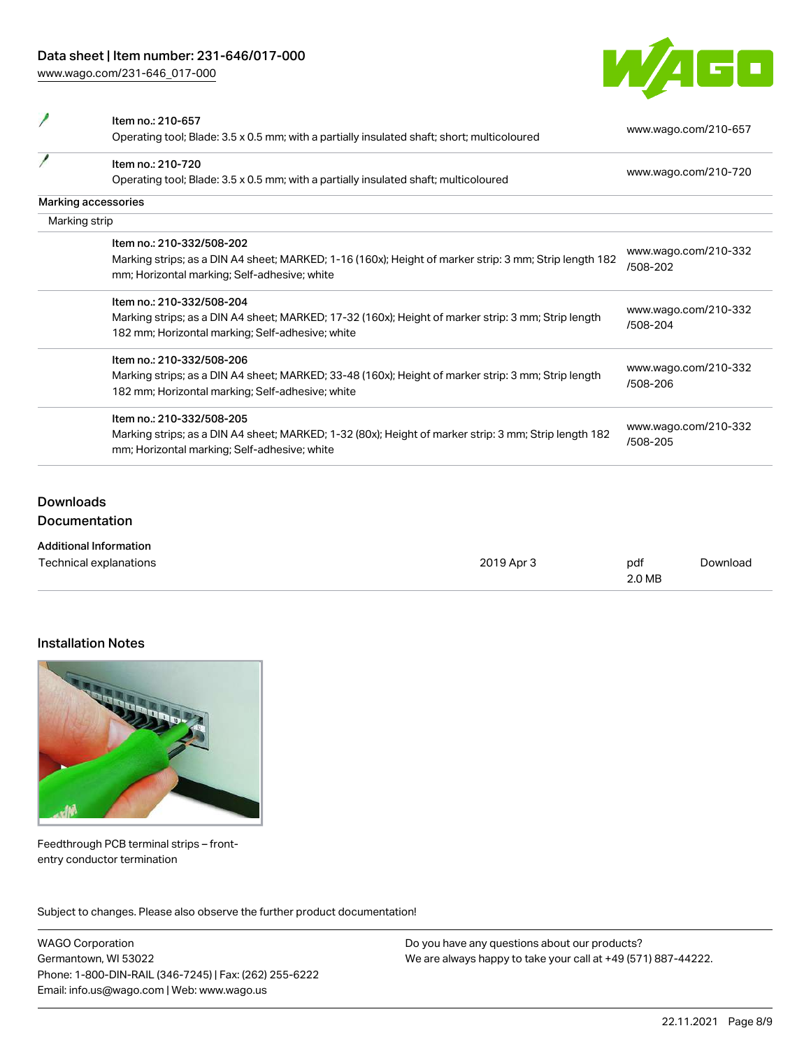| | Item | Link |
|---|---|---|
| | Item no.: 210-657<br>Operating tool; Blade: 3.5 x 0.5 mm; with a partially insulated shaft; short; multicoloured | www.wago.com/210-657 |
| | Item no.: 210-720<br>Operating tool; Blade: 3.5 x 0.5 mm; with a partially insulated shaft; multicoloured | www.wago.com/210-720 |

**Marking accessories**

Marking strip

| | Item | Link |
|---|---|---|
| | Item no.: 210-332/508-202<br>Marking strips; as a DIN A4 sheet; MARKED; 1-16 (160x); Height of marker strip: 3 mm; Strip length 182 mm; Horizontal marking; Self-adhesive; white | www.wago.com/210-332/508-202 |
| | Item no.: 210-332/508-204<br>Marking strips; as a DIN A4 sheet; MARKED; 17-32 (160x); Height of marker strip: 3 mm; Strip length 182 mm; Horizontal marking; Self-adhesive; white | www.wago.com/210-332/508-204 |
| | Item no.: 210-332/508-206<br>Marking strips; as a DIN A4 sheet; MARKED; 33-48 (160x); Height of marker strip: 3 mm; Strip length 182 mm; Horizontal marking; Self-adhesive; white | www.wago.com/210-332/508-206 |
| | Item no.: 210-332/508-205<br>Marking strips; as a DIN A4 sheet; MARKED; 1-32 (80x); Height of marker strip: 3 mm; Strip length 182 mm; Horizontal marking; Self-adhesive; white | www.wago.com/210-332/508-205 |

## Downloads

### Documentation

**Additional Information**

| Document | Date | Format | |
|---|---|---|---|
| Technical explanations | 2019 Apr 3 | pdf<br>2.0 MB | Download |

## Installation Notes

Feedthrough PCB terminal strips – front-entry conductor termination

Subject to changes. Please also observe the further product documentation!

WAGO Corporation
Germantown, WI 53022
Phone: 1-800-DIN-RAIL (346-7245) | Fax: (262) 255-6222
Email: info.us@wago.com | Web: www.wago.us

Do you have any questions about our products?
We are always happy to take your call at +49 (571) 887-44222.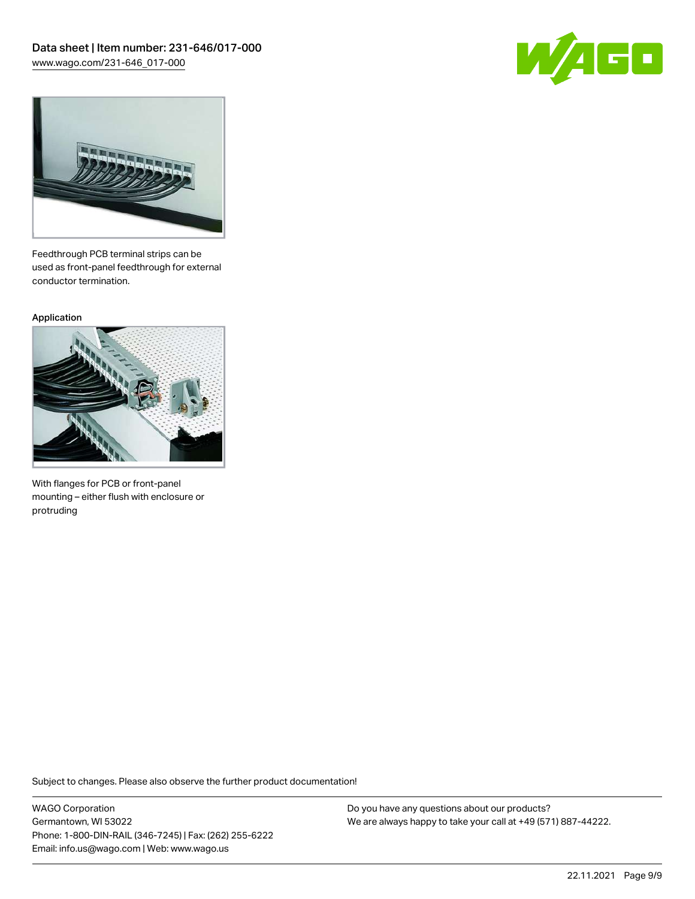Feedthrough PCB terminal strips can be used as front-panel feedthrough for external conductor termination.

Application

With flanges for PCB or front-panel mounting – either flush with enclosure or protruding

Subject to changes. Please also observe the further product documentation!

WAGO Corporation
Germantown, WI 53022
Phone: 1-800-DIN-RAIL (346-7245) | Fax: (262) 255-6222
Email: info.us@wago.com | Web: www.wago.us

Do you have any questions about our products?
We are always happy to take your call at +49 (571) 887-44222.